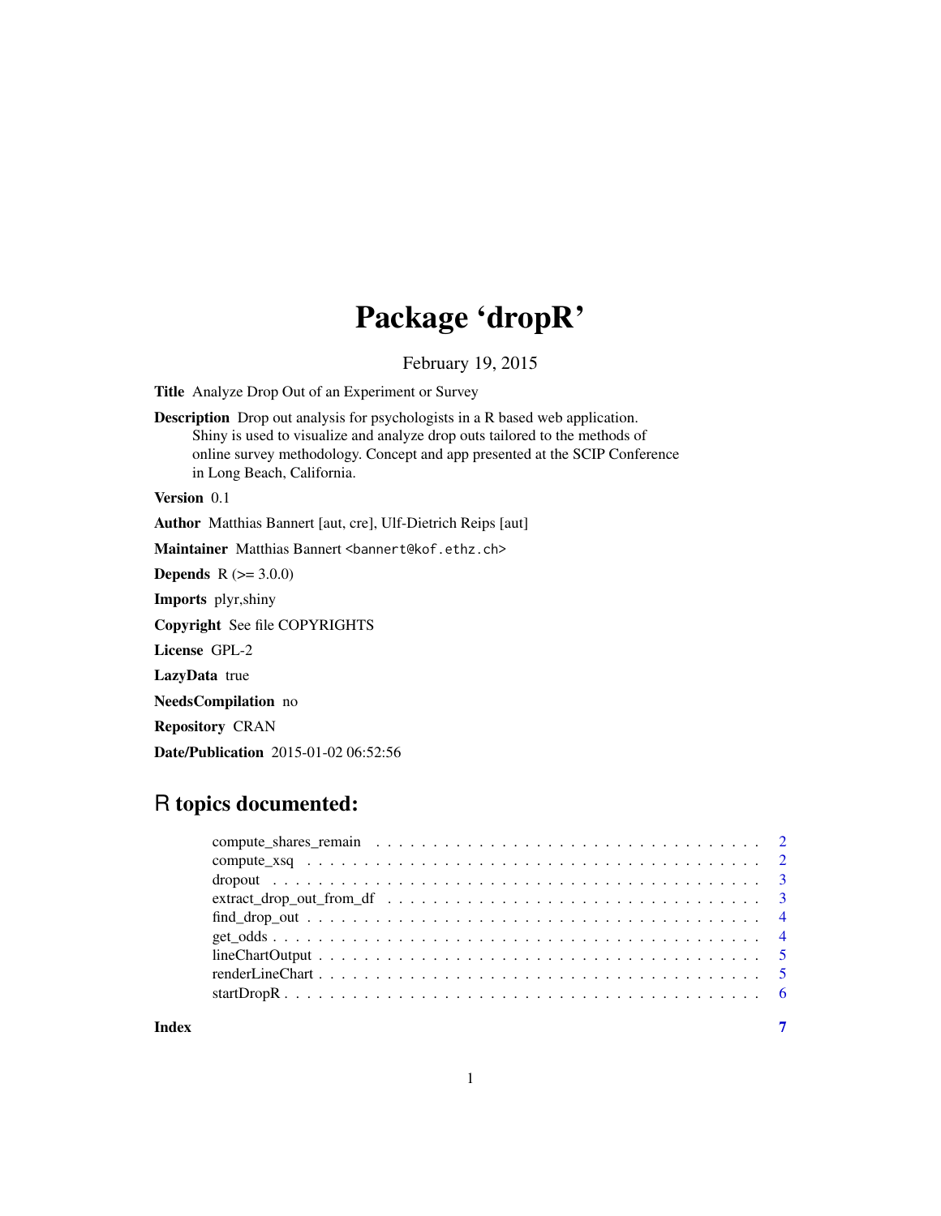# Package 'dropR'

February 19, 2015

**Title** Analyze Drop Out of an Experiment or Survey

**Description** Drop out analysis for psychologists in a R based web application. Shiny is used to visualize and analyze drop outs tailored to the methods of online survey methodology. Concept and app presented at the SCIP Conference in Long Beach, California.

**Version** 0.1

**Author** Matthias Bannert [aut, cre], Ulf-Dietrich Reips [aut]

**Maintainer** Matthias Bannert <bannert@kof.ethz.ch>

**Depends** R (>= 3.0.0)

**Imports** plyr,shiny

**Copyright** See file COPYRIGHTS

**License** GPL-2

**LazyData** true

**NeedsCompilation** no

**Repository** CRAN

**Date/Publication** 2015-01-02 06:52:56

## R topics documented:

compute_shares_remain . . . . . . . . . . . . . . . . . . . . . . . . . . . . . . . . . . 2
compute_xsq . . . . . . . . . . . . . . . . . . . . . . . . . . . . . . . . . . . . . . . . 2
dropout . . . . . . . . . . . . . . . . . . . . . . . . . . . . . . . . . . . . . . . . . . . 3
extract_drop_out_from_df . . . . . . . . . . . . . . . . . . . . . . . . . . . . . . . . . 3
find_drop_out . . . . . . . . . . . . . . . . . . . . . . . . . . . . . . . . . . . . . . . 4
get_odds . . . . . . . . . . . . . . . . . . . . . . . . . . . . . . . . . . . . . . . . . . 4
lineChartOutput . . . . . . . . . . . . . . . . . . . . . . . . . . . . . . . . . . . . . . 5
renderLineChart . . . . . . . . . . . . . . . . . . . . . . . . . . . . . . . . . . . . . . 5
startDropR . . . . . . . . . . . . . . . . . . . . . . . . . . . . . . . . . . . . . . . . . 6

**Index** 7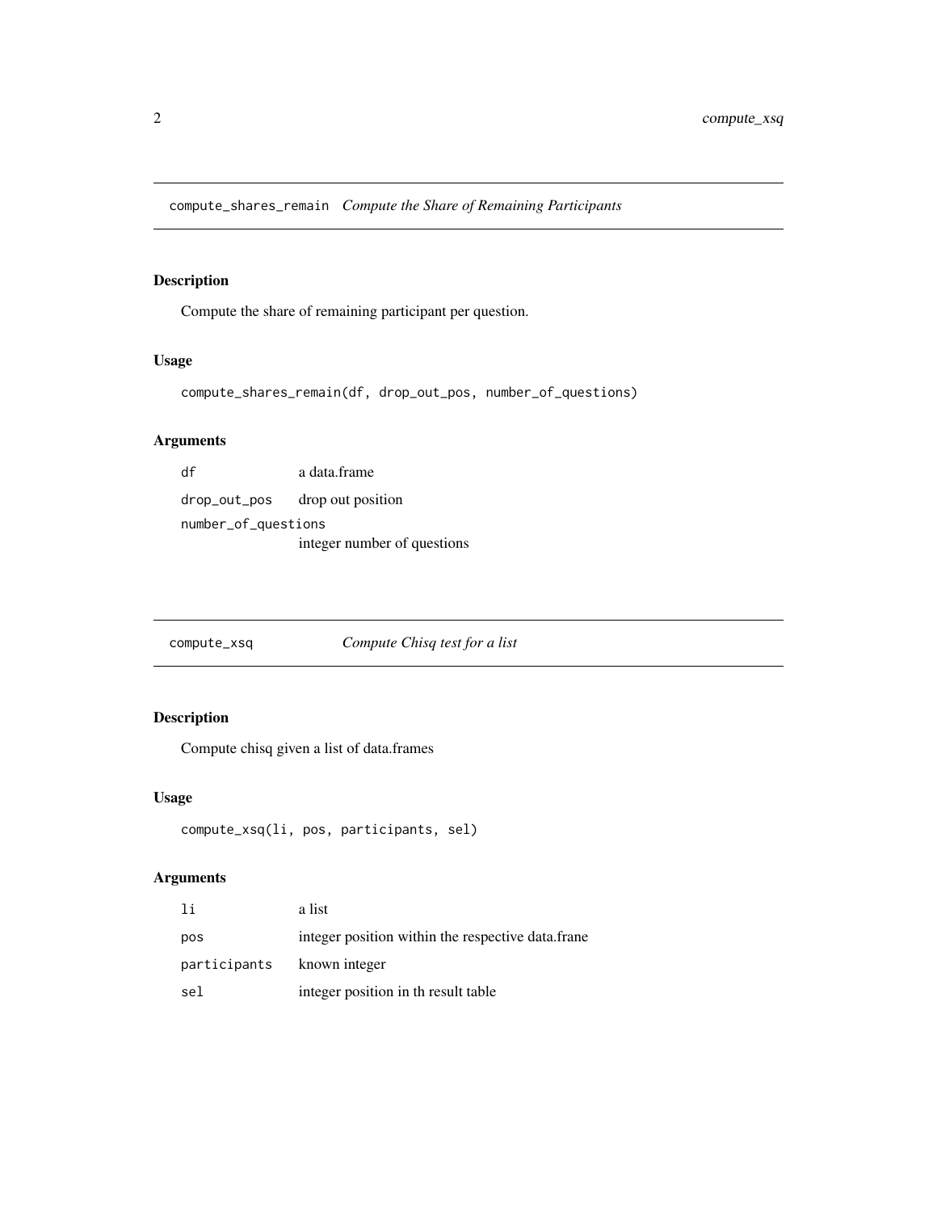## compute_shares_remain *Compute the Share of Remaining Participants*

### Description

Compute the share of remaining participant per question.

### Usage

```
compute_shares_remain(df, drop_out_pos, number_of_questions)
```

### Arguments

| | |
|---|---|
| `df` | a data.frame |
| `drop_out_pos` | drop out position |
| `number_of_questions` | integer number of questions |

## compute_xsq *Compute Chisq test for a list*

### Description

Compute chisq given a list of data.frames

### Usage

```
compute_xsq(li, pos, participants, sel)
```

### Arguments

| | |
|---|---|
| `li` | a list |
| `pos` | integer position within the respective data.frane |
| `participants` | known integer |
| `sel` | integer position in th result table |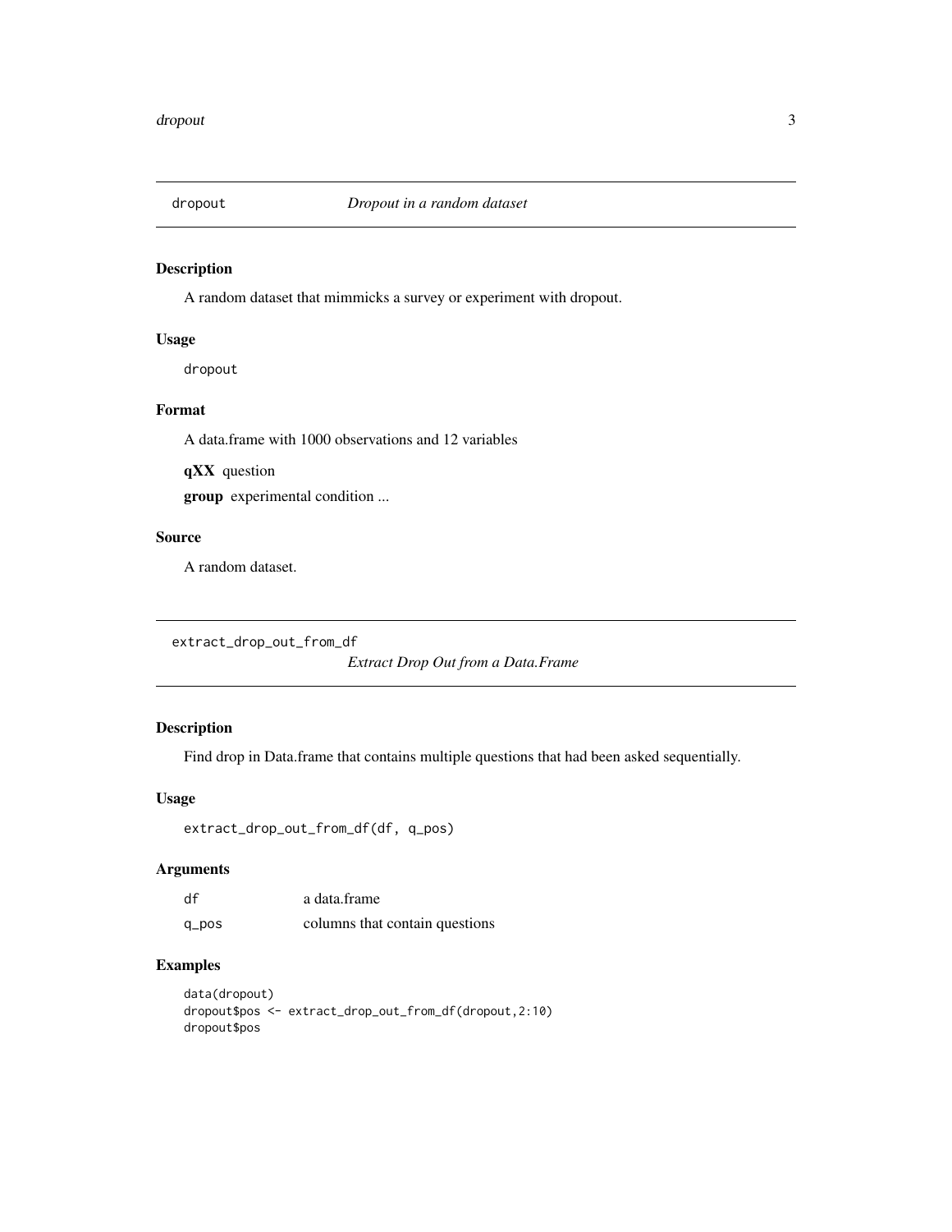## dropout — *Dropout in a random dataset*

### Description

A random dataset that mimmicks a survey or experiment with dropout.

### Usage

```
dropout
```

### Format

A data.frame with 1000 observations and 12 variables

**qXX** question

**group** experimental condition ...

### Source

A random dataset.

## extract_drop_out_from_df — *Extract Drop Out from a Data.Frame*

### Description

Find drop in Data.frame that contains multiple questions that had been asked sequentially.

### Usage

```
extract_drop_out_from_df(df, q_pos)
```

### Arguments

| | |
|---|---|
| df | a data.frame |
| q_pos | columns that contain questions |

### Examples

```
data(dropout)
dropout$pos <- extract_drop_out_from_df(dropout,2:10)
dropout$pos
```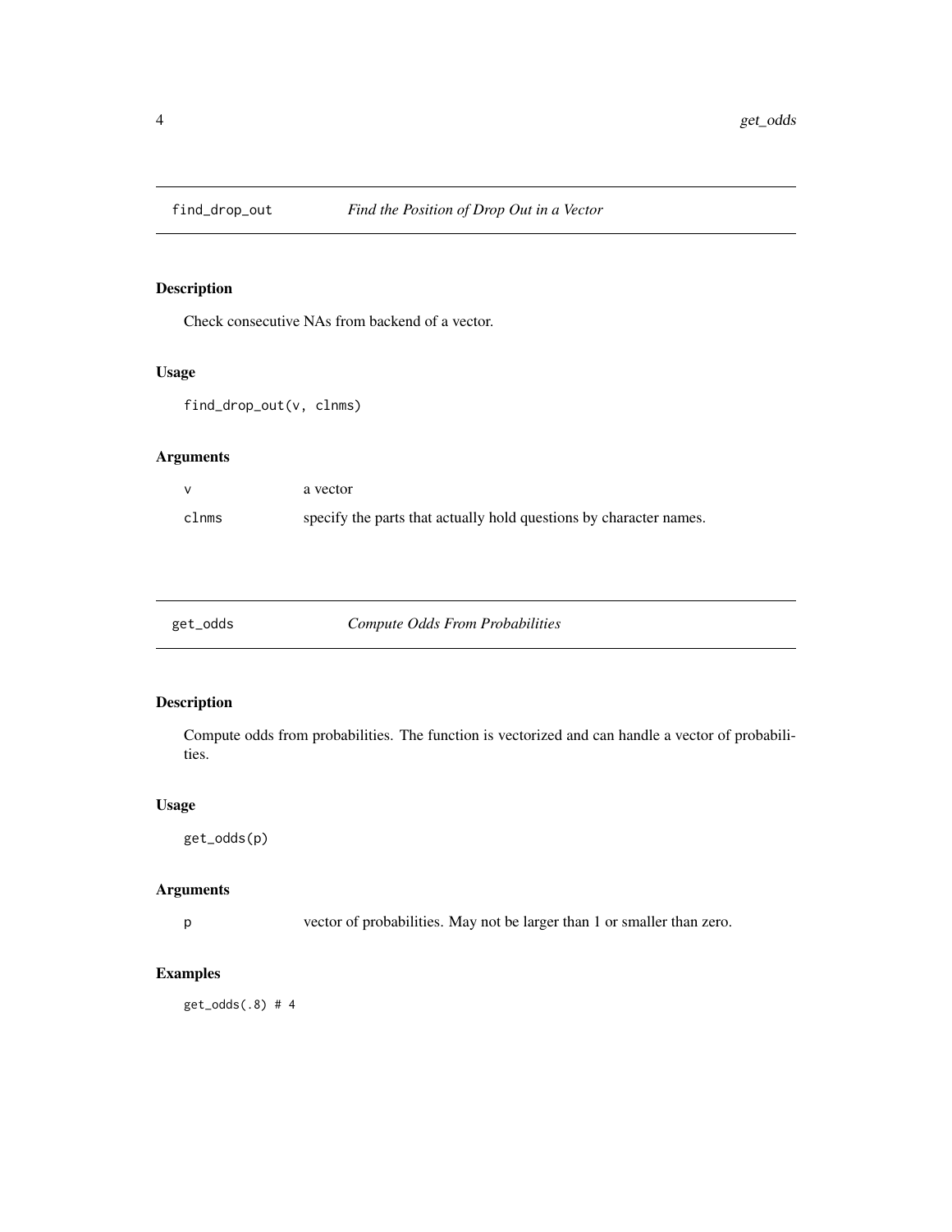## find_drop_out — *Find the Position of Drop Out in a Vector*

### Description

Check consecutive NAs from backend of a vector.

### Usage

```
find_drop_out(v, clnms)
```

### Arguments

| | |
|---|---|
| v | a vector |
| clnms | specify the parts that actually hold questions by character names. |

## get_odds — *Compute Odds From Probabilities*

### Description

Compute odds from probabilities. The function is vectorized and can handle a vector of probabilities.

### Usage

```
get_odds(p)
```

### Arguments

| | |
|---|---|
| p | vector of probabilities. May not be larger than 1 or smaller than zero. |

### Examples

```
get_odds(.8) # 4
```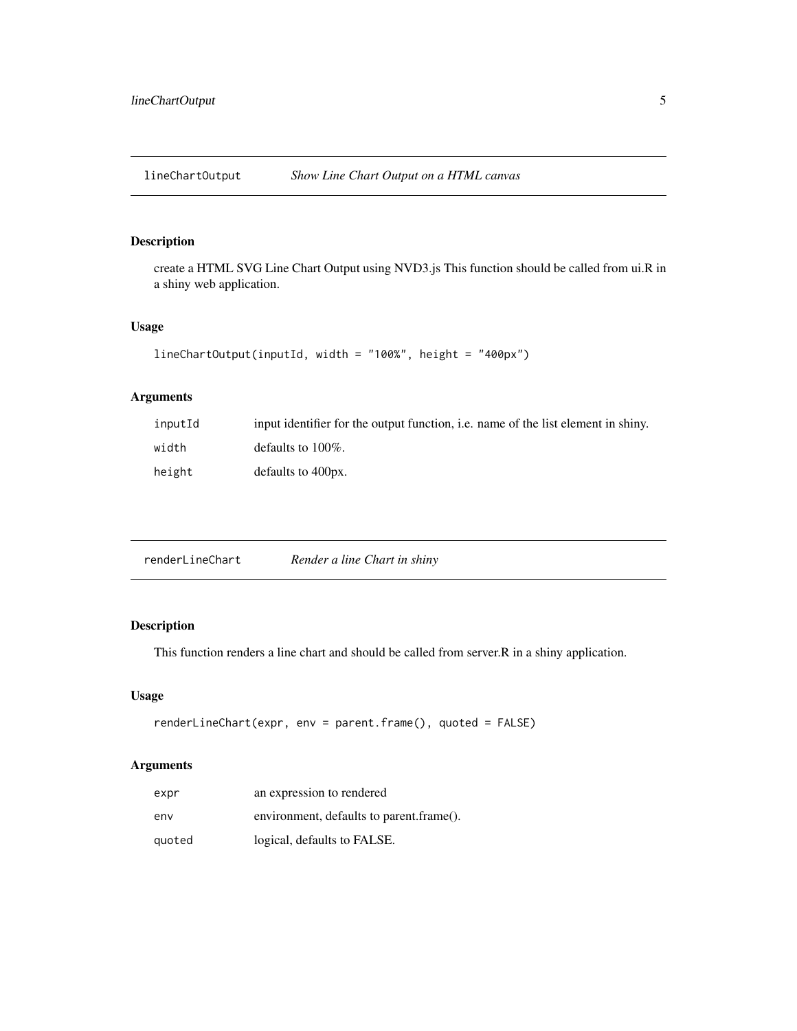## lineChartOutput — *Show Line Chart Output on a HTML canvas*

### Description

create a HTML SVG Line Chart Output using NVD3.js This function should be called from ui.R in a shiny web application.

### Usage

```
lineChartOutput(inputId, width = "100%", height = "400px")
```

### Arguments

| | |
|---|---|
| `inputId` | input identifier for the output function, i.e. name of the list element in shiny. |
| `width` | defaults to 100%. |
| `height` | defaults to 400px. |

## renderLineChart — *Render a line Chart in shiny*

### Description

This function renders a line chart and should be called from server.R in a shiny application.

### Usage

```
renderLineChart(expr, env = parent.frame(), quoted = FALSE)
```

### Arguments

| | |
|---|---|
| `expr` | an expression to rendered |
| `env` | environment, defaults to parent.frame(). |
| `quoted` | logical, defaults to FALSE. |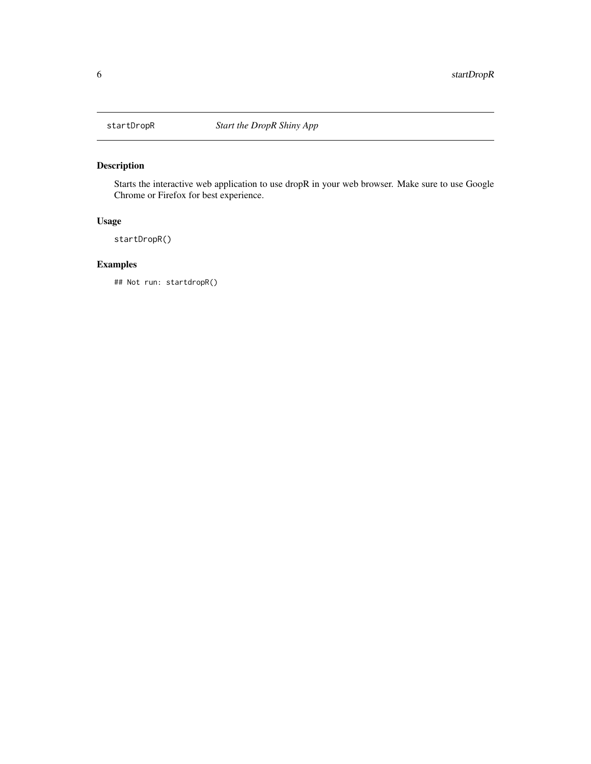## startDropR *Start the DropR Shiny App*

### Description

Starts the interactive web application to use dropR in your web browser. Make sure to use Google Chrome or Firefox for best experience.

### Usage

```
startDropR()
```

### Examples

```
## Not run: startdropR()
```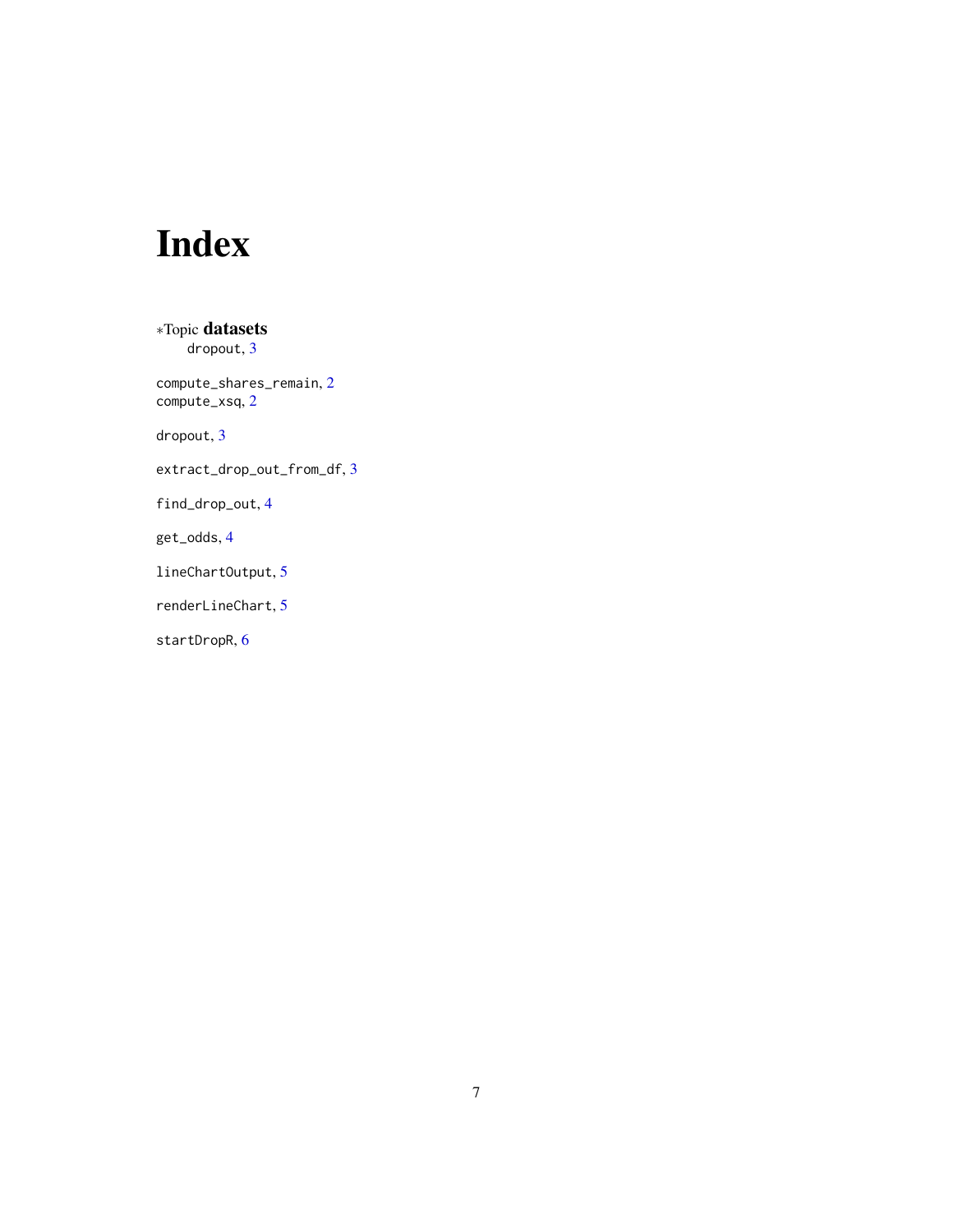# Index

*Topic **datasets**

    dropout, 3

compute_shares_remain, 2
compute_xsq, 2

dropout, 3

extract_drop_out_from_df, 3

find_drop_out, 4

get_odds, 4

lineChartOutput, 5

renderLineChart, 5

startDropR, 6